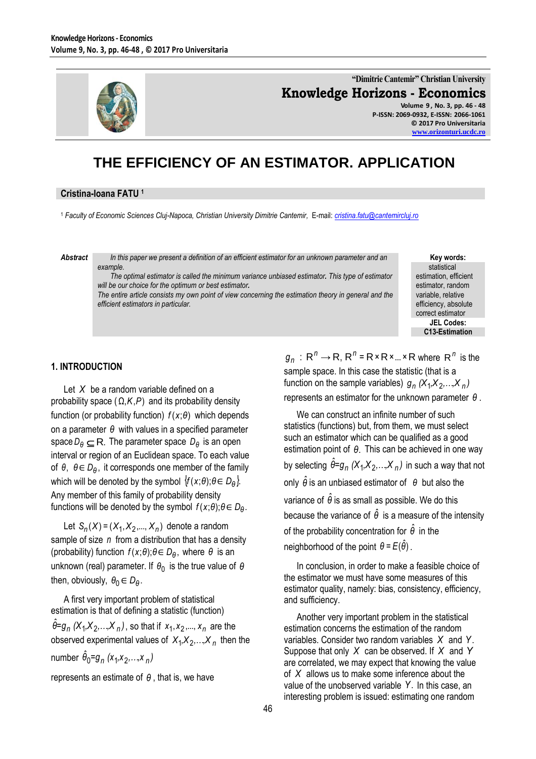# THE EFFICIENCY OF AN ESTIMATOR. APPLICATION

**Cristina-Ioana FATU** [1]

[1] *Faculty of Economic Sciences Cluj-Napoca, Christian University Dimitrie Cantemir,* E-mail: *cristina.fatu@cantemircluj.ro*

***Abstract*** *In this paper we present a definition of an efficient estimator for an unknown parameter and an example.*

*The optimal estimator is called the minimum variance unbiased estimator. This type of estimator will be our choice for the optimum or best estimator.*

*The entire article consists my own point of view concerning the estimation theory in general and the efficient estimators in particular.*

**Key words:** statistical estimation, efficient estimator, random variable, relative efficiency, absolute correct estimator

**JEL Codes:** C13-Estimation

## 1. INTRODUCTION

Let $X$ be a random variable defined on a probability space $(\Omega, K, P)$ and its probability density function (or probability function) $f(x;\theta)$ which depends on a parameter $\theta$ with values in a specified parameter space $D_\theta \subseteq R$. The parameter space $D_\theta$ is an open interval or region of an Euclidean space. To each value of $\theta$, $\theta \in D_\theta$, it corresponds one member of the family which will be denoted by the symbol $\{f(x;\theta); \theta \in D_\theta\}$. Any member of this family of probability density functions will be denoted by the symbol $f(x;\theta); \theta \in D_\theta$.

Let $S_n(X) = (X_1, X_2, ..., X_n)$ denote a random sample of size $n$ from a distribution that has a density (probability) function $f(x;\theta); \theta \in D_\theta$, where $\theta$ is an unknown (real) parameter. If $\theta_0$ is the true value of $\theta$ then, obviously, $\theta_0 \in D_\theta$.

A first very important problem of statistical estimation is that of defining a statistic (function) $\hat{\theta} = g_n(X_1, X_2, \ldots, X_n)$, so that if $x_1, x_2, ..., x_n$ are the observed experimental values of $X_1, X_2, \ldots, X_n$ then the number $\hat{\theta}_0 = g_n(x_1, x_2, \ldots, x_n)$

represents an estimate of $\theta$, that is, we have $g_n : R^n \to R$, $R^n = R \times R \times ... \times R$ where $R^n$ is the sample space. In this case the statistic (that is a function on the sample variables) $g_n(X_1, X_2, \ldots, X_n)$ represents an estimator for the unknown parameter $\theta$.

We can construct an infinite number of such statistics (functions) but, from them, we must select such an estimator which can be qualified as a good estimation point of $\theta$. This can be achieved in one way by selecting $\hat{\theta} = g_n(X_1, X_2, \ldots, X_n)$ in such a way that not only $\hat{\theta}$ is an unbiased estimator of $\theta$ but also the variance of $\hat{\theta}$ is as small as possible. We do this because the variance of $\hat{\theta}$ is a measure of the intensity of the probability concentration for $\hat{\theta}$ in the neighborhood of the point $\theta = E(\hat{\theta})$.

In conclusion, in order to make a feasible choice of the estimator we must have some measures of this estimator quality, namely: bias, consistency, efficiency, and sufficiency.

Another very important problem in the statistical estimation concerns the estimation of the random variables. Consider two random variables $X$ and $Y$. Suppose that only $X$ can be observed. If $X$ and $Y$ are correlated, we may expect that knowing the value of $X$ allows us to make some inference about the value of the unobserved variable $Y$. In this case, an interesting problem is issued: estimating one random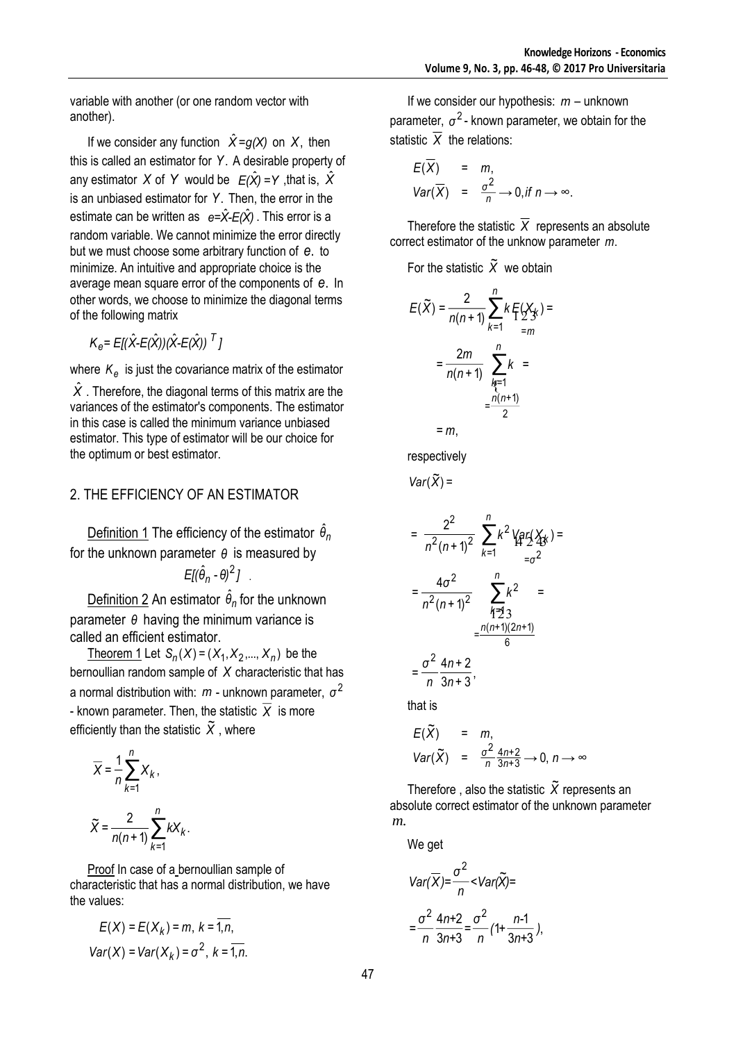variable with another (or one random vector with another).

If we consider any function $\hat{X}=g(X)$ on $X$, then this is called an estimator for $Y$. A desirable property of any estimator $X$ of $Y$ would be $E(\hat{X})=Y$, that is, $\hat{X}$ is an unbiased estimator for $Y$. Then, the error in the estimate can be written as $e=\hat{X}-E(\hat{X})$. This error is a random variable. We cannot minimize the error directly but we must choose some arbitrary function of $e$. to minimize. An intuitive and appropriate choice is the average mean square error of the components of $e$. In other words, we choose to minimize the diagonal terms of the following matrix

$$K_e = E[(\hat{X}-E(\hat{X}))(\hat{X}-E(\hat{X}))^T]$$

where $K_e$ is just the covariance matrix of the estimator $\hat{X}$. Therefore, the diagonal terms of this matrix are the variances of the estimator's components. The estimator in this case is called the minimum variance unbiased estimator. This type of estimator will be our choice for the optimum or best estimator.

## 2. THE EFFICIENCY OF AN ESTIMATOR

Definition 1 The efficiency of the estimator $\hat{\theta}_n$ for the unknown parameter $\theta$ is measured by

$$E[(\hat{\theta}_n - \theta)^2].$$

Definition 2 An estimator $\hat{\theta}_n$ for the unknown parameter $\theta$ having the minimum variance is called an efficient estimator.

Theorem 1 Let $S_n(X)=(X_1, X_2, ..., X_n)$ be the bernoullian random sample of $X$ characteristic that has a normal distribution with: $m$ - unknown parameter, $\sigma^2$ - known parameter. Then, the statistic $\overline{X}$ is more efficiently than the statistic $\tilde{X}$, where

$$\overline{X} = \frac{1}{n}\sum_{k=1}^{n} X_k,$$

$$\tilde{X} = \frac{2}{n(n+1)}\sum_{k=1}^{n} kX_k.$$

Proof In case of a bernoullian sample of characteristic that has a normal distribution, we have the values:

$$E(X) = E(X_k) = m,\ k = \overline{1,n},$$

$$Var(X) = Var(X_k) = \sigma^2,\ k = \overline{1,n}.$$

If we consider our hypothesis: $m$ – unknown parameter, $\sigma^2$ - known parameter, we obtain for the statistic $\overline{X}$ the relations:

$$\begin{aligned} E(\overline{X}) &= m, \\ Var(\overline{X}) &= \frac{\sigma^2}{n} \to 0, if\ n \to \infty. \end{aligned}$$

Therefore the statistic $\overline{X}$ represents an absolute correct estimator of the unknow parameter $m$.

For the statistic $\tilde{X}$ we obtain

$$E(\tilde{X}) = \frac{2}{n(n+1)}\sum_{k=1}^{n} k\underbrace{E(X_k)}_{=m} = \frac{2m}{n(n+1)}\underbrace{\sum_{k=1}^{n} k}_{=\frac{n(n+1)}{2}} = m,$$

respectively

$$Var(\tilde{X}) = \frac{2^2}{n^2(n+1)^2}\sum_{k=1}^{n} k^2 \underbrace{Var(X_k)}_{=\sigma^2} = \frac{4\sigma^2}{n^2(n+1)^2}\underbrace{\sum_{k=1}^{n} k^2}_{=\frac{n(n+1)(2n+1)}{6}} = \frac{\sigma^2}{n}\frac{4n+2}{3n+3},$$

that is

$$\begin{aligned} E(\tilde{X}) &= m, \\ Var(\tilde{X}) &= \frac{\sigma^2}{n}\frac{4n+2}{3n+3} \to 0,\ n \to \infty \end{aligned}$$

Therefore , also the statistic $\tilde{X}$ represents an absolute correct estimator of the unknown parameter $m$.

We get

$$Var(\overline{X}) = \frac{\sigma^2}{n} < Var(\tilde{X}) = \frac{\sigma^2}{n}\frac{4n+2}{3n+3} = \frac{\sigma^2}{n}\left(1+\frac{n-1}{3n+3}\right),$$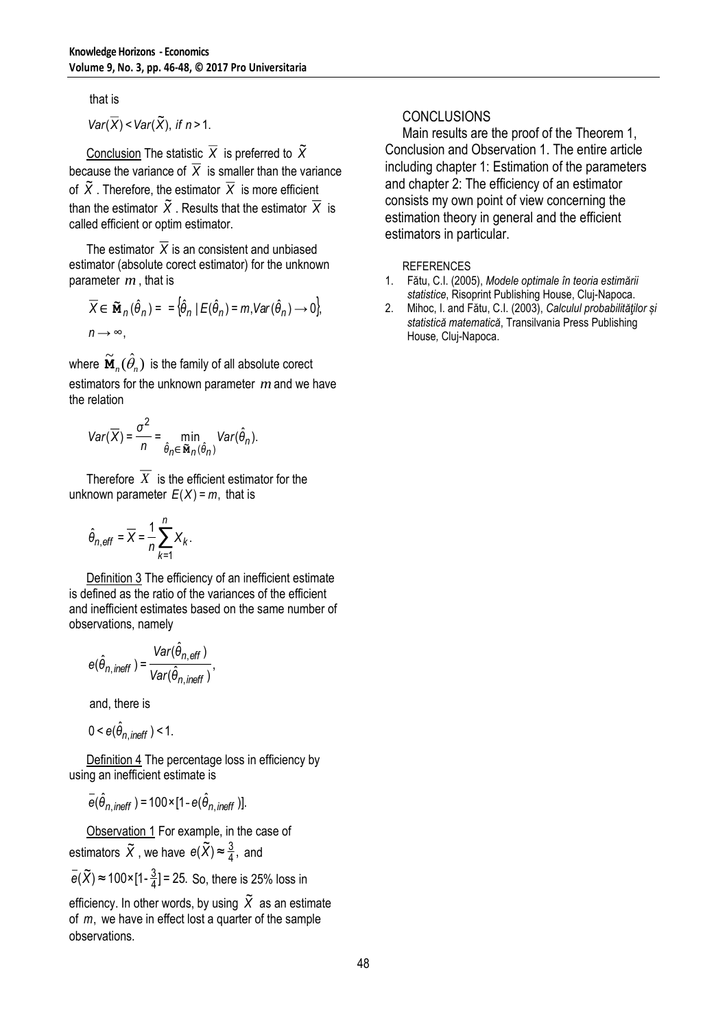that is

$$Var(\overline{X}) < Var(\widetilde{X}),\ if\ n > 1.$$

Conclusion The statistic $\overline{X}$ is preferred to $\widetilde{X}$ because the variance of $\overline{X}$ is smaller than the variance of $\widetilde{X}$. Therefore, the estimator $\overline{X}$ is more efficient than the estimator $\widetilde{X}$. Results that the estimator $\overline{X}$ is called efficient or optim estimator.

The estimator $\overline{X}$ is an consistent and unbiased estimator (absolute corect estimator) for the unknown parameter $m$, that is

$$\overline{X} \in \widetilde{\mathbf{M}}_n(\hat{\theta}_n) = \{\hat{\theta}_n \mid E(\hat{\theta}_n) = m, Var(\hat{\theta}_n) \to 0\},$$
$$n \to \infty,$$

where $\widetilde{\mathbf{M}}_n(\hat{\theta}_n)$ is the family of all absolute corect estimators for the unknown parameter $m$ and we have the relation

$$Var(\overline{X}) = \frac{\sigma^2}{n} = \min_{\hat{\theta}_n \in \widetilde{\mathbf{M}}_n(\hat{\theta}_n)} Var(\hat{\theta}_n).$$

Therefore $\overline{X}$ is the efficient estimator for the unknown parameter $E(X) = m$, that is

$$\hat{\theta}_{n,eff} = \overline{X} = \frac{1}{n}\sum_{k=1}^{n} X_k.$$

Definition 3 The efficiency of an inefficient estimate is defined as the ratio of the variances of the efficient and inefficient estimates based on the same number of observations, namely

$$e(\hat{\theta}_{n,ineff}) = \frac{Var(\hat{\theta}_{n,eff})}{Var(\hat{\theta}_{n,ineff})},$$

and, there is

$$0 < e(\hat{\theta}_{n,ineff}) < 1.$$

Definition 4 The percentage loss in efficiency by using an inefficient estimate is

$$\overline{e}(\hat{\theta}_{n,ineff}) = 100 \times [1 - e(\hat{\theta}_{n,ineff})].$$

Observation 1 For example, in the case of estimators $\widetilde{X}$, we have $e(\widetilde{X}) \approx \frac{3}{4}$, and $\overline{e}(\widetilde{X}) \approx 100 \times [1 - \frac{3}{4}] = 25.$ So, there is 25% loss in efficiency. In other words, by using $\widetilde{X}$ as an estimate of $m$, we have in effect lost a quarter of the sample observations.

## CONCLUSIONS

Main results are the proof of the Theorem 1, Conclusion and Observation 1. The entire article including chapter 1: Estimation of the parameters and chapter 2: The efficiency of an estimator consists my own point of view concerning the estimation theory in general and the efficient estimators in particular.

### REFERENCES

1. Fătu, C.I. (2005), *Modele optimale în teoria estimării statistice*, Risoprint Publishing House, Cluj-Napoca.
2. Mihoc, I. and Fătu, C.I. (2003), *Calculul probabilităţilor și statistică matematică*, Transilvania Press Publishing House, Cluj-Napoca.